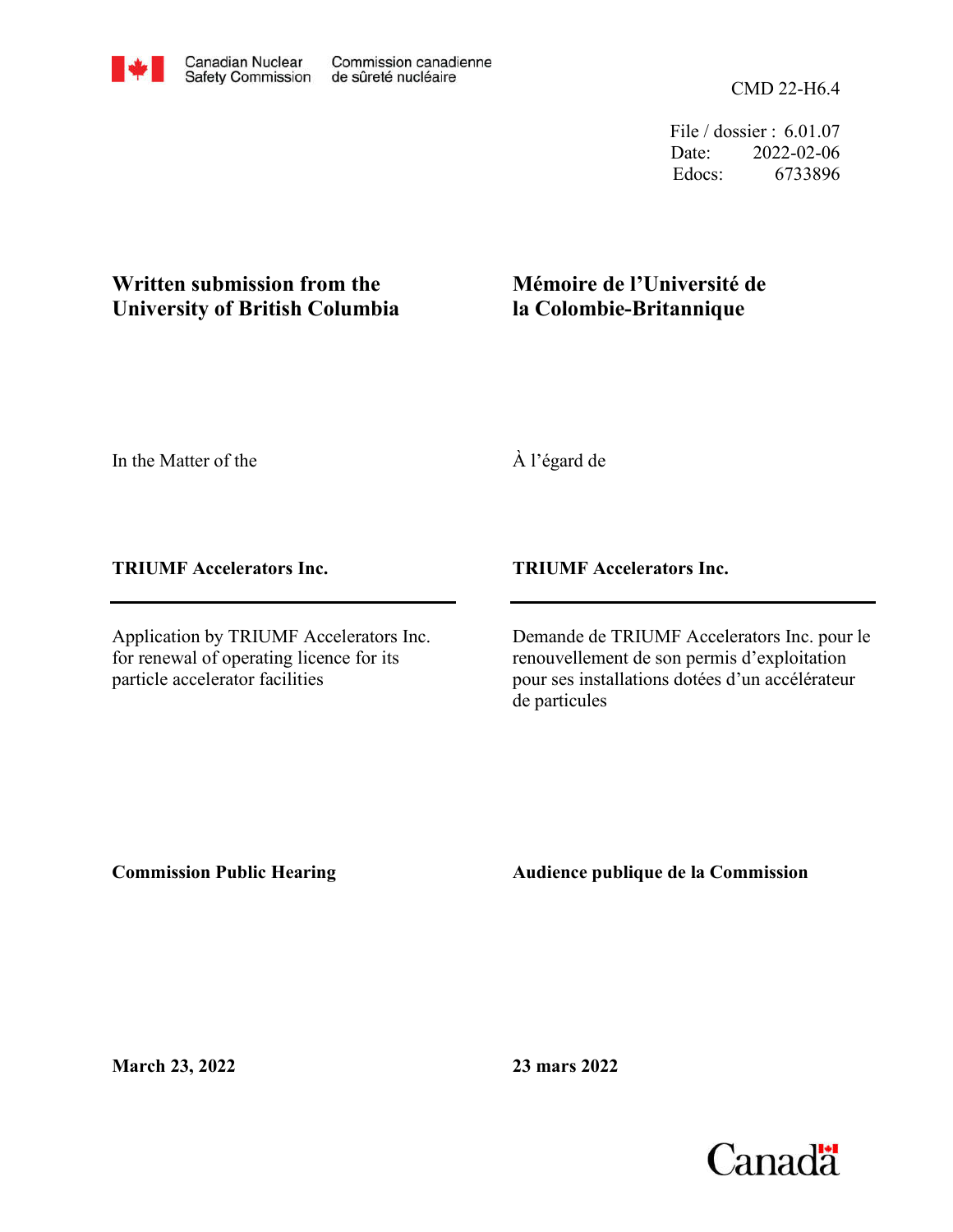Canadian Nuclear Safety Commission | Commission canadienne de sûreté nucléaire

CMD 22-H6.4

File / dossier : 6.01.07
Date: 2022-02-06
Edocs: 6733896

**Written submission from the University of British Columbia**

**Mémoire de l'Université de la Colombie-Britannique**

In the Matter of the

À l'égard de

**TRIUMF Accelerators Inc.**

**TRIUMF Accelerators Inc.**

Application by TRIUMF Accelerators Inc. for renewal of operating licence for its particle accelerator facilities

Demande de TRIUMF Accelerators Inc. pour le renouvellement de son permis d'exploitation pour ses installations dotées d'un accélérateur de particules

**Commission Public Hearing**

**Audience publique de la Commission**

**March 23, 2022**

**23 mars 2022**

Canada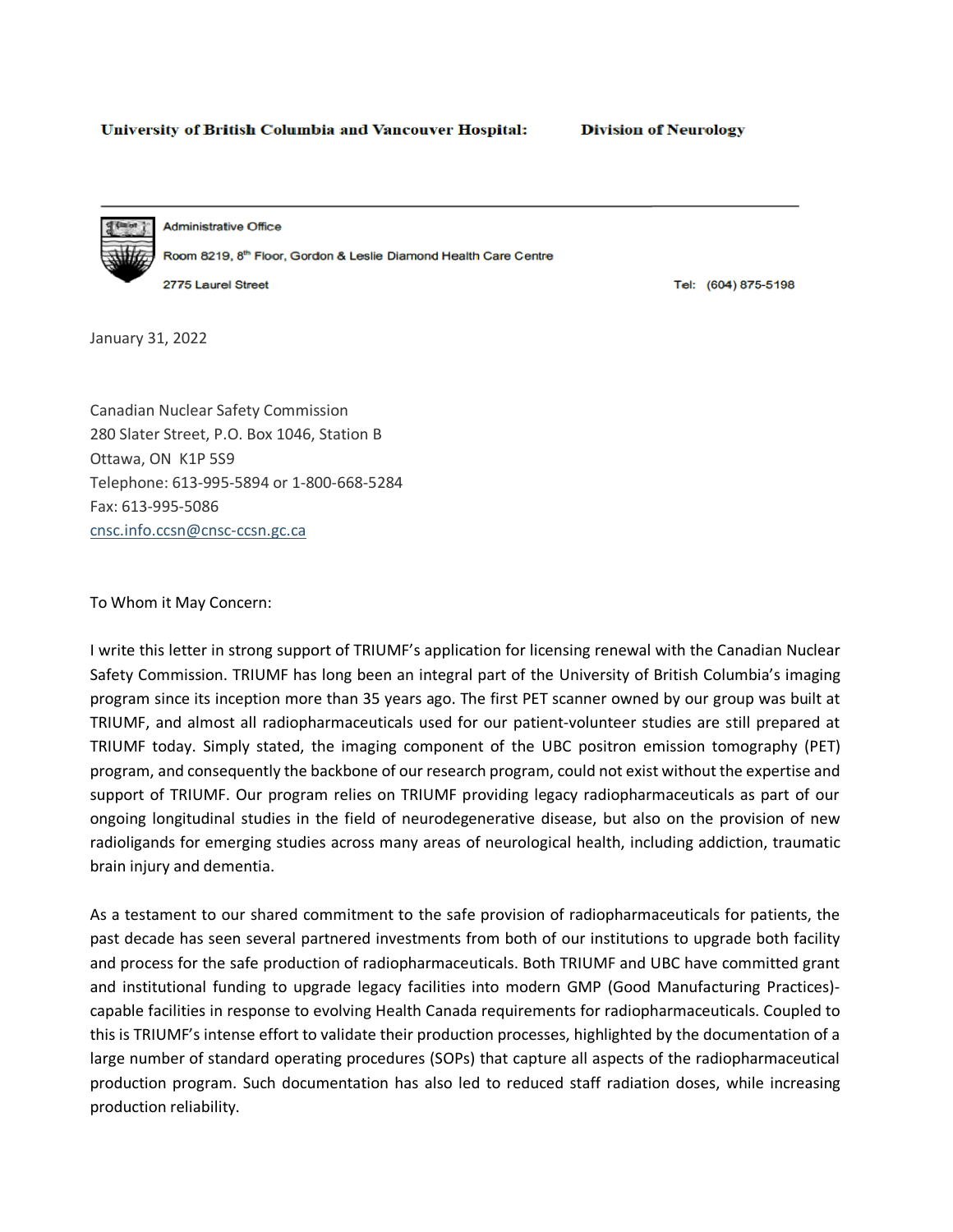**University of British Columbia and Vancouver Hospital:** **Division of Neurology**

Administrative Office

Room 8219, 8th Floor, Gordon & Leslie Diamond Health Care Centre

2775 Laurel Street

Tel: (604) 875-5198

January 31, 2022

Canadian Nuclear Safety Commission
280 Slater Street, P.O. Box 1046, Station B
Ottawa, ON K1P 5S9
Telephone: 613-995-5894 or 1-800-668-5284
Fax: 613-995-5086
cnsc.info.ccsn@cnsc-ccsn.gc.ca

To Whom it May Concern:

I write this letter in strong support of TRIUMF's application for licensing renewal with the Canadian Nuclear Safety Commission. TRIUMF has long been an integral part of the University of British Columbia's imaging program since its inception more than 35 years ago. The first PET scanner owned by our group was built at TRIUMF, and almost all radiopharmaceuticals used for our patient-volunteer studies are still prepared at TRIUMF today. Simply stated, the imaging component of the UBC positron emission tomography (PET) program, and consequently the backbone of our research program, could not exist without the expertise and support of TRIUMF. Our program relies on TRIUMF providing legacy radiopharmaceuticals as part of our ongoing longitudinal studies in the field of neurodegenerative disease, but also on the provision of new radioligands for emerging studies across many areas of neurological health, including addiction, traumatic brain injury and dementia.

As a testament to our shared commitment to the safe provision of radiopharmaceuticals for patients, the past decade has seen several partnered investments from both of our institutions to upgrade both facility and process for the safe production of radiopharmaceuticals. Both TRIUMF and UBC have committed grant and institutional funding to upgrade legacy facilities into modern GMP (Good Manufacturing Practices)-capable facilities in response to evolving Health Canada requirements for radiopharmaceuticals. Coupled to this is TRIUMF's intense effort to validate their production processes, highlighted by the documentation of a large number of standard operating procedures (SOPs) that capture all aspects of the radiopharmaceutical production program. Such documentation has also led to reduced staff radiation doses, while increasing production reliability.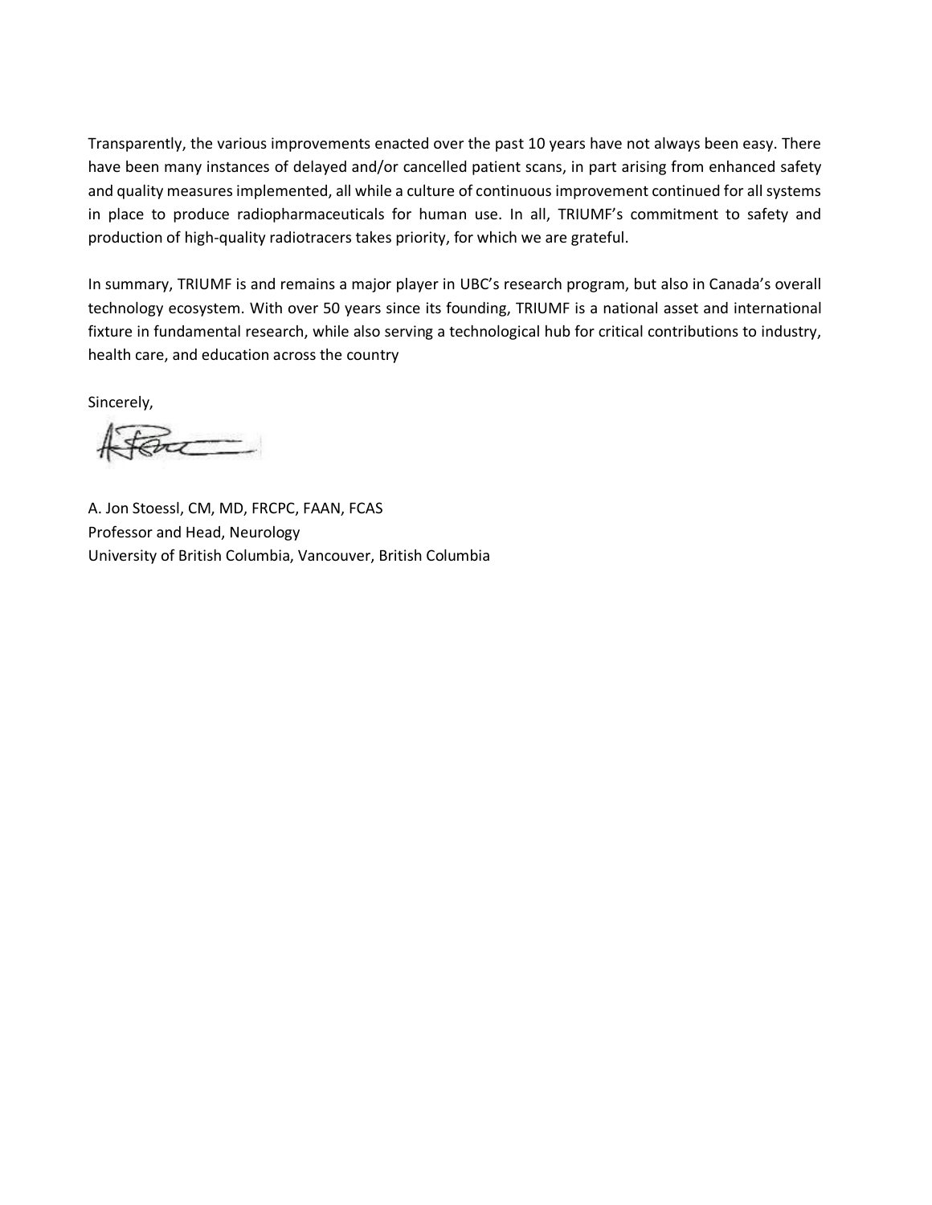Transparently, the various improvements enacted over the past 10 years have not always been easy. There have been many instances of delayed and/or cancelled patient scans, in part arising from enhanced safety and quality measures implemented, all while a culture of continuous improvement continued for all systems in place to produce radiopharmaceuticals for human use. In all, TRIUMF's commitment to safety and production of high-quality radiotracers takes priority, for which we are grateful.

In summary, TRIUMF is and remains a major player in UBC's research program, but also in Canada's overall technology ecosystem. With over 50 years since its founding, TRIUMF is a national asset and international fixture in fundamental research, while also serving a technological hub for critical contributions to industry, health care, and education across the country

Sincerely,

A. Jon Stoessl, CM, MD, FRCPC, FAAN, FCAS
Professor and Head, Neurology
University of British Columbia, Vancouver, British Columbia